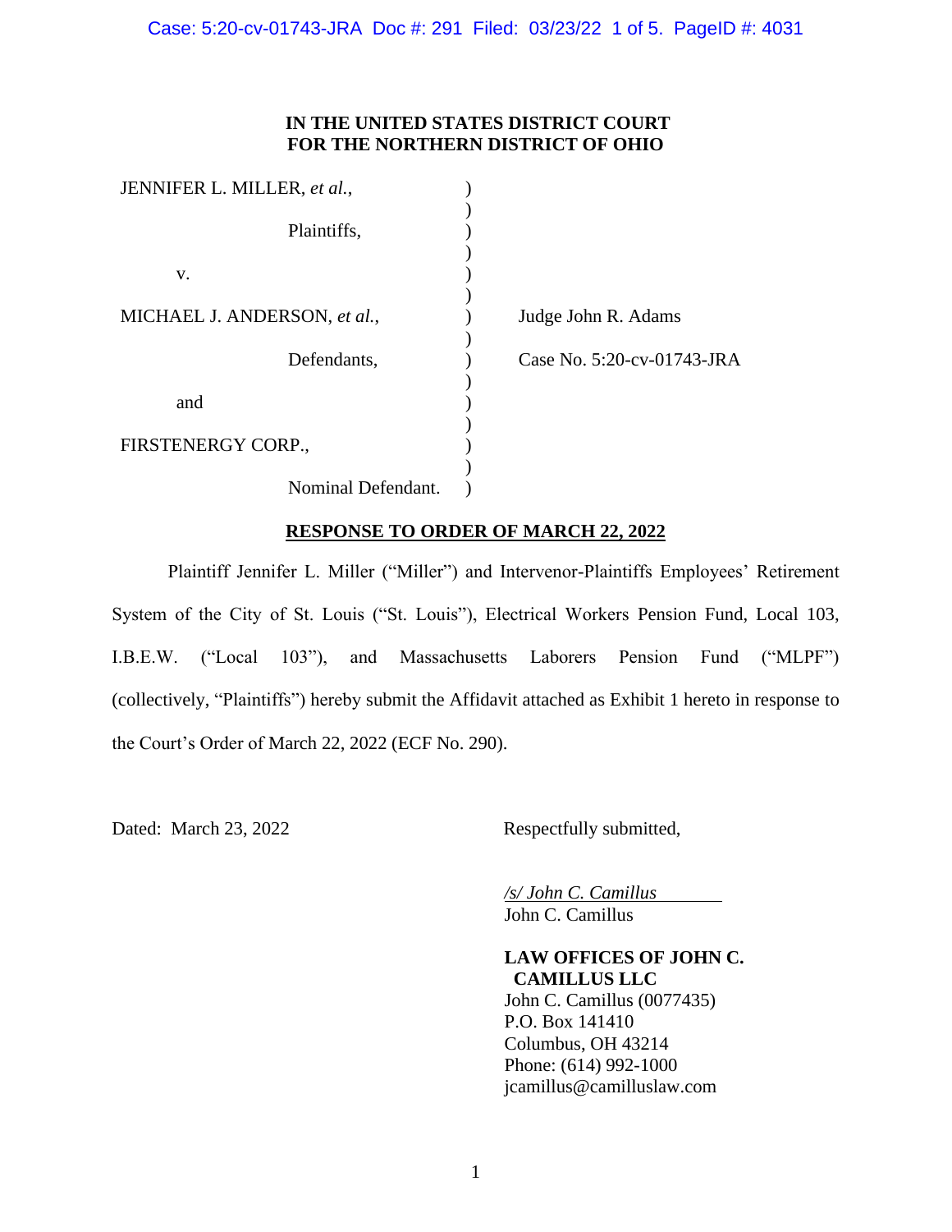**IN THE UNITED STATES DISTRICT COURT**
**FOR THE NORTHERN DISTRICT OF OHIO**

| | | |
|---|---|---|
| JENNIFER L. MILLER, *et al.*, | ) | |
| Plaintiffs, | ) | |
| v. | ) | |
| MICHAEL J. ANDERSON, *et al.*, | ) | Judge John R. Adams |
| Defendants, | ) | Case No. 5:20-cv-01743-JRA |
| and | ) | |
| FIRSTENERGY CORP., | ) | |
| Nominal Defendant. | ) | |

**RESPONSE TO ORDER OF MARCH 22, 2022**

Plaintiff Jennifer L. Miller ("Miller") and Intervenor-Plaintiffs Employees' Retirement System of the City of St. Louis ("St. Louis"), Electrical Workers Pension Fund, Local 103, I.B.E.W. ("Local 103"), and Massachusetts Laborers Pension Fund ("MLPF") (collectively, "Plaintiffs") hereby submit the Affidavit attached as Exhibit 1 hereto in response to the Court's Order of March 22, 2022 (ECF No. 290).

Dated: March 23, 2022

Respectfully submitted,

*/s/ John C. Camillus*
John C. Camillus

**LAW OFFICES OF JOHN C. CAMILLUS LLC**
John C. Camillus (0077435)
P.O. Box 141410
Columbus, OH 43214
Phone: (614) 992-1000
jcamillus@camilluslaw.com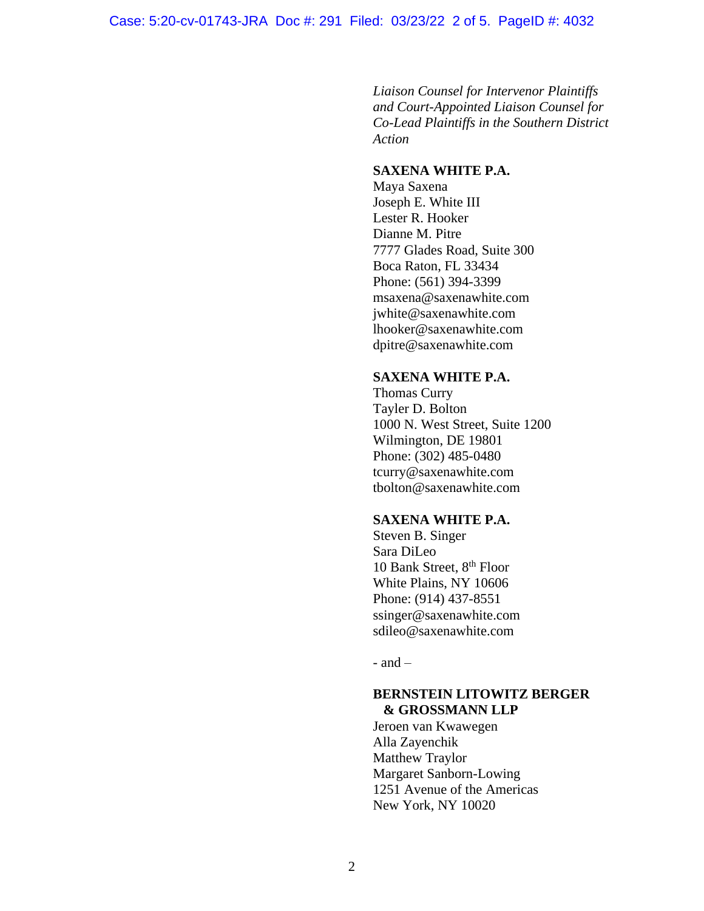*Liaison Counsel for Intervenor Plaintiffs and Court-Appointed Liaison Counsel for Co-Lead Plaintiffs in the Southern District Action*

**SAXENA WHITE P.A.**
Maya Saxena
Joseph E. White III
Lester R. Hooker
Dianne M. Pitre
7777 Glades Road, Suite 300
Boca Raton, FL 33434
Phone: (561) 394-3399
msaxena@saxenawhite.com
jwhite@saxenawhite.com
lhooker@saxenawhite.com
dpitre@saxenawhite.com

**SAXENA WHITE P.A.**
Thomas Curry
Tayler D. Bolton
1000 N. West Street, Suite 1200
Wilmington, DE 19801
Phone: (302) 485-0480
tcurry@saxenawhite.com
tbolton@saxenawhite.com

**SAXENA WHITE P.A.**
Steven B. Singer
Sara DiLeo
10 Bank Street, 8th Floor
White Plains, NY 10606
Phone: (914) 437-8551
ssinger@saxenawhite.com
sdileo@saxenawhite.com

- and –

**BERNSTEIN LITOWITZ BERGER & GROSSMANN LLP**
Jeroen van Kwawegen
Alla Zayenchik
Matthew Traylor
Margaret Sanborn-Lowing
1251 Avenue of the Americas
New York, NY 10020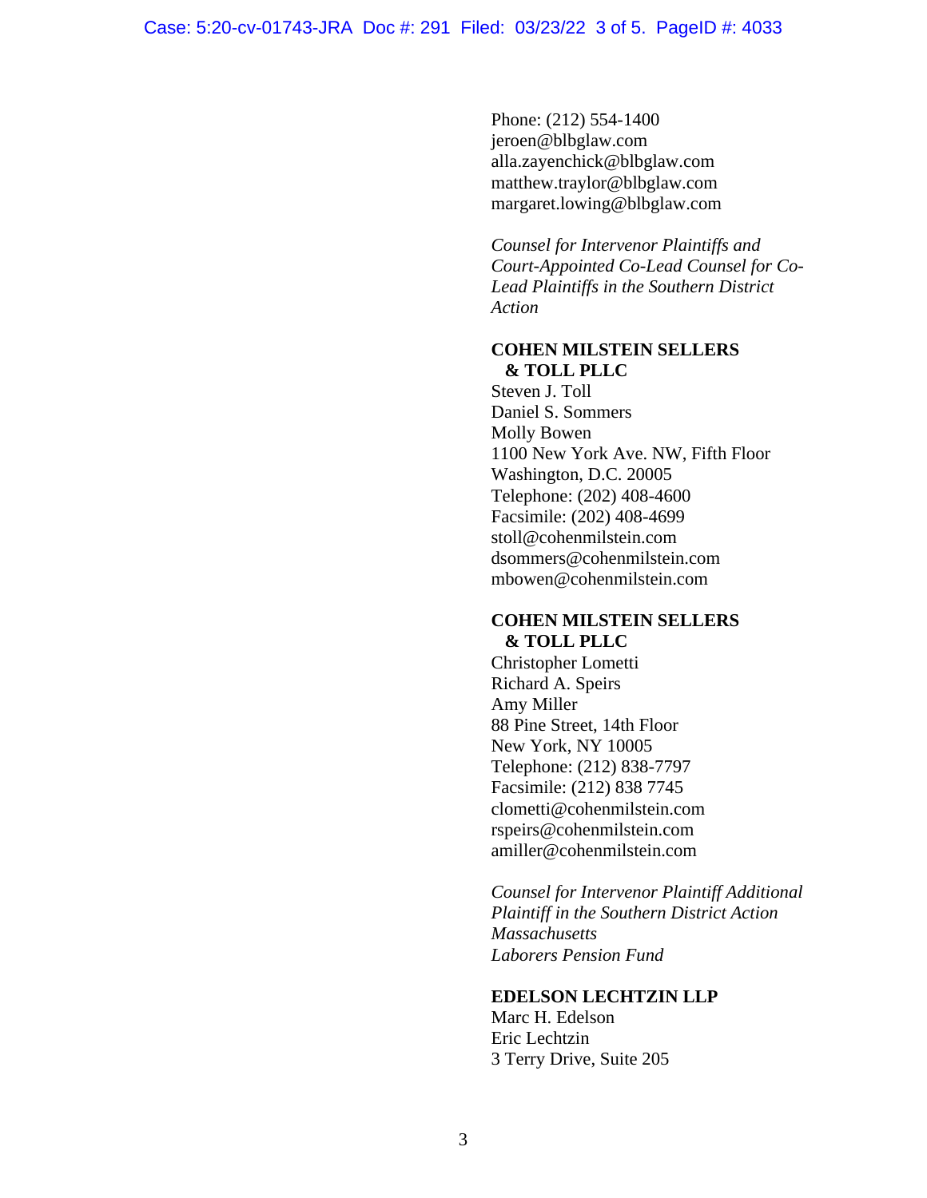Phone: (212) 554-1400
jeroen@blbglaw.com
alla.zayenchick@blbglaw.com
matthew.traylor@blbglaw.com
margaret.lowing@blbglaw.com

*Counsel for Intervenor Plaintiffs and Court-Appointed Co-Lead Counsel for Co-Lead Plaintiffs in the Southern District Action*

**COHEN MILSTEIN SELLERS & TOLL PLLC**
Steven J. Toll
Daniel S. Sommers
Molly Bowen
1100 New York Ave. NW, Fifth Floor
Washington, D.C. 20005
Telephone: (202) 408-4600
Facsimile: (202) 408-4699
stoll@cohenmilstein.com
dsommers@cohenmilstein.com
mbowen@cohenmilstein.com

**COHEN MILSTEIN SELLERS & TOLL PLLC**
Christopher Lometti
Richard A. Speirs
Amy Miller
88 Pine Street, 14th Floor
New York, NY 10005
Telephone: (212) 838-7797
Facsimile: (212) 838 7745
clometti@cohenmilstein.com
rspeirs@cohenmilstein.com
amiller@cohenmilstein.com

*Counsel for Intervenor Plaintiff Additional Plaintiff in the Southern District Action Massachusetts Laborers Pension Fund*

**EDELSON LECHTZIN LLP**
Marc H. Edelson
Eric Lechtzin
3 Terry Drive, Suite 205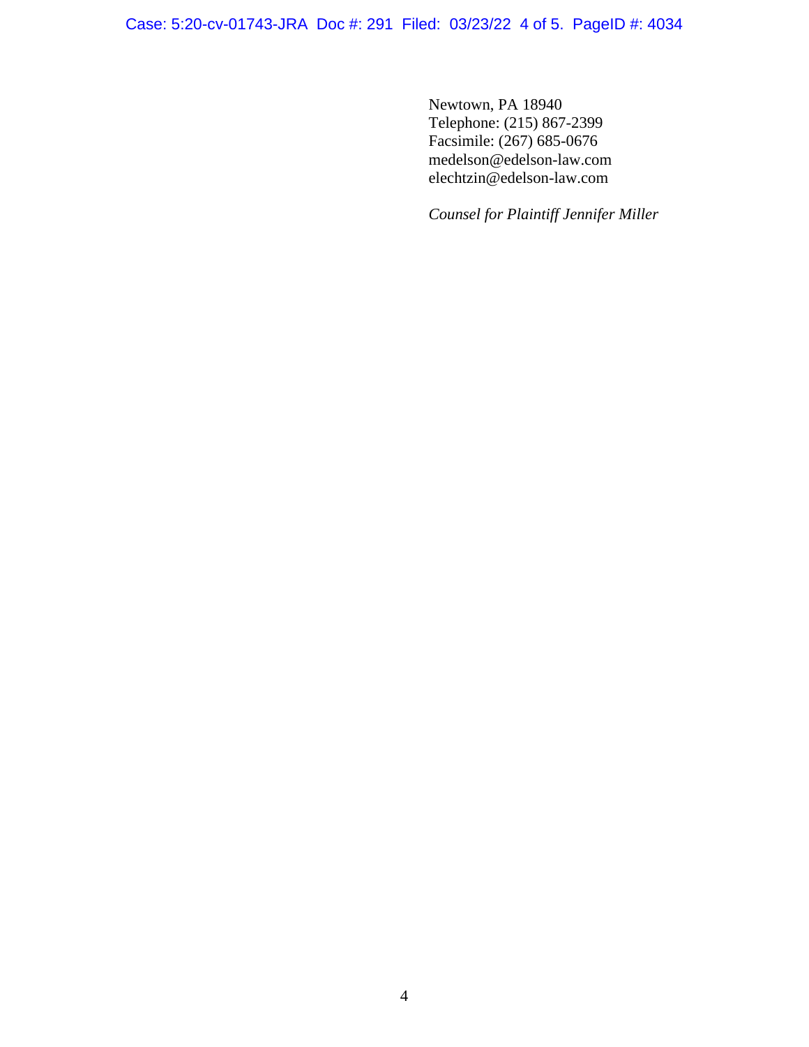Newtown, PA 18940
Telephone: (215) 867-2399
Facsimile: (267) 685-0676
medelson@edelson-law.com
elechtzin@edelson-law.com

*Counsel for Plaintiff Jennifer Miller*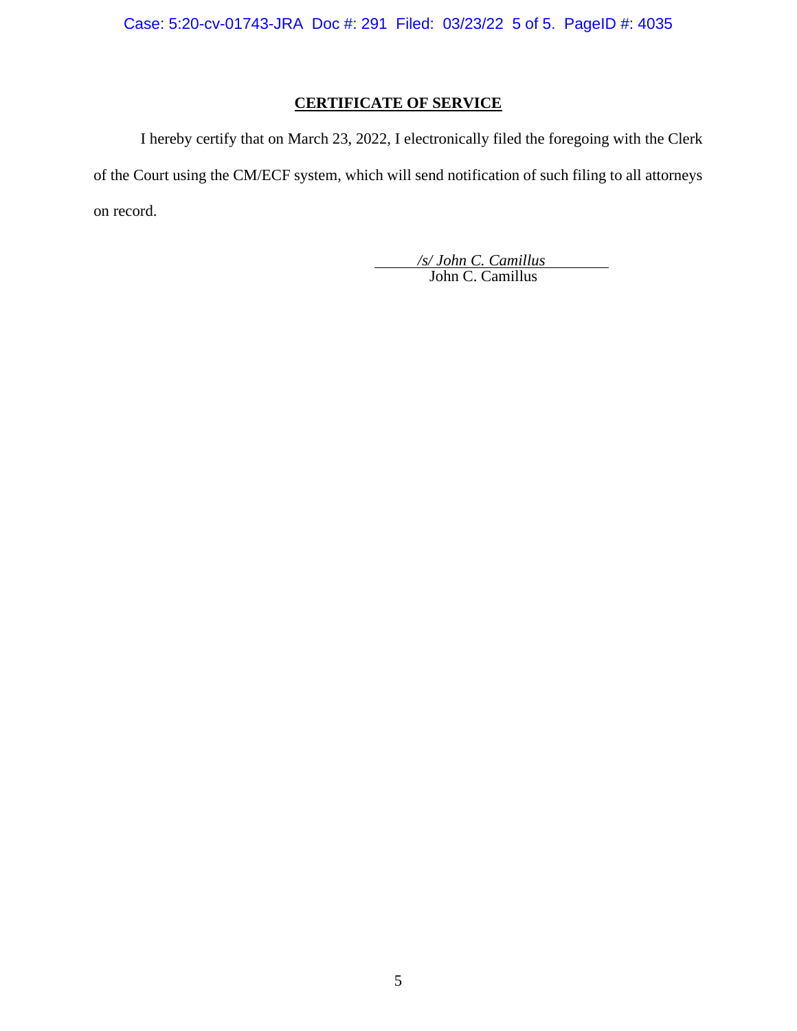## CERTIFICATE OF SERVICE

I hereby certify that on March 23, 2022, I electronically filed the foregoing with the Clerk of the Court using the CM/ECF system, which will send notification of such filing to all attorneys on record.

*/s/ John C. Camillus*
John C. Camillus